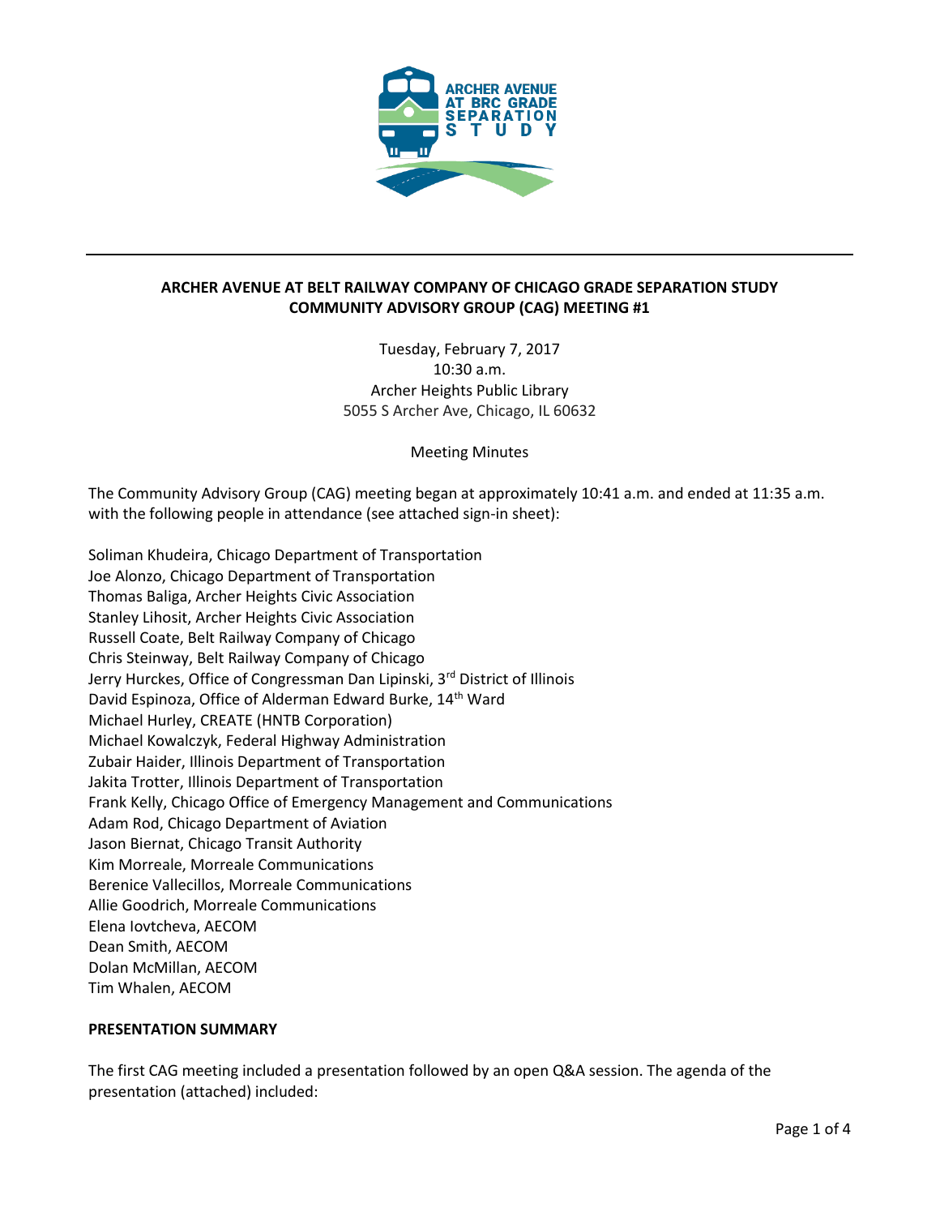**ARCHER AVENUE AT BELT RAILWAY COMPANY OF CHICAGO GRADE SEPARATION STUDY**
**COMMUNITY ADVISORY GROUP (CAG) MEETING #1**

Tuesday, February 7, 2017
10:30 a.m.
Archer Heights Public Library
5055 S Archer Ave, Chicago, IL 60632

Meeting Minutes

The Community Advisory Group (CAG) meeting began at approximately 10:41 a.m. and ended at 11:35 a.m. with the following people in attendance (see attached sign-in sheet):

Soliman Khudeira, Chicago Department of Transportation
Joe Alonzo, Chicago Department of Transportation
Thomas Baliga, Archer Heights Civic Association
Stanley Lihosit, Archer Heights Civic Association
Russell Coate, Belt Railway Company of Chicago
Chris Steinway, Belt Railway Company of Chicago
Jerry Hurckes, Office of Congressman Dan Lipinski, 3rd District of Illinois
David Espinoza, Office of Alderman Edward Burke, 14th Ward
Michael Hurley, CREATE (HNTB Corporation)
Michael Kowalczyk, Federal Highway Administration
Zubair Haider, Illinois Department of Transportation
Jakita Trotter, Illinois Department of Transportation
Frank Kelly, Chicago Office of Emergency Management and Communications
Adam Rod, Chicago Department of Aviation
Jason Biernat, Chicago Transit Authority
Kim Morreale, Morreale Communications
Berenice Vallecillos, Morreale Communications
Allie Goodrich, Morreale Communications
Elena Iovtcheva, AECOM
Dean Smith, AECOM
Dolan McMillan, AECOM
Tim Whalen, AECOM

**PRESENTATION SUMMARY**

The first CAG meeting included a presentation followed by an open Q&A session. The agenda of the presentation (attached) included: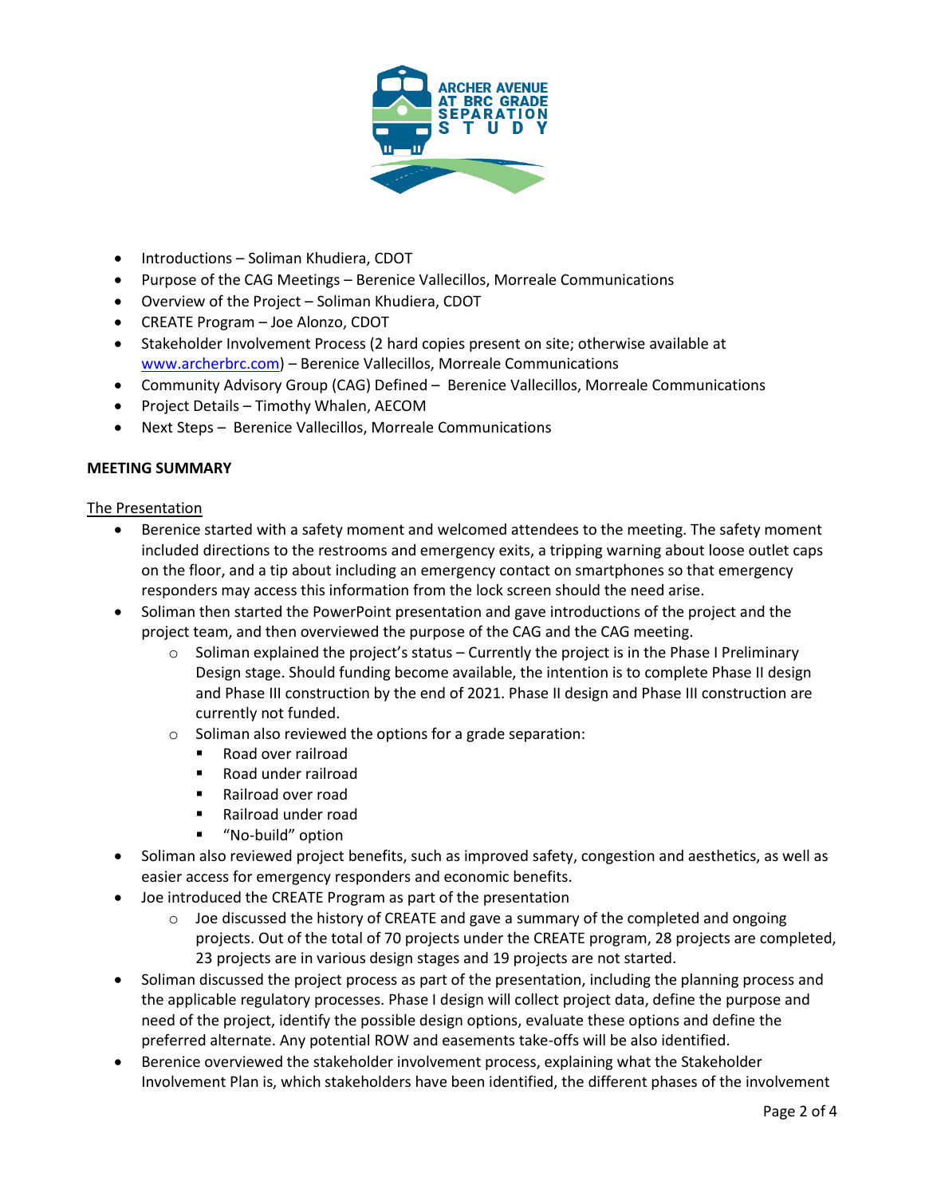- Introductions – Soliman Khudiera, CDOT
- Purpose of the CAG Meetings – Berenice Vallecillos, Morreale Communications
- Overview of the Project – Soliman Khudiera, CDOT
- CREATE Program – Joe Alonzo, CDOT
- Stakeholder Involvement Process (2 hard copies present on site; otherwise available at www.archerbrc.com) – Berenice Vallecillos, Morreale Communications
- Community Advisory Group (CAG) Defined – Berenice Vallecillos, Morreale Communications
- Project Details – Timothy Whalen, AECOM
- Next Steps – Berenice Vallecillos, Morreale Communications

**MEETING SUMMARY**

The Presentation

- Berenice started with a safety moment and welcomed attendees to the meeting. The safety moment included directions to the restrooms and emergency exits, a tripping warning about loose outlet caps on the floor, and a tip about including an emergency contact on smartphones so that emergency responders may access this information from the lock screen should the need arise.
- Soliman then started the PowerPoint presentation and gave introductions of the project and the project team, and then overviewed the purpose of the CAG and the CAG meeting.
  - Soliman explained the project's status – Currently the project is in the Phase I Preliminary Design stage. Should funding become available, the intention is to complete Phase II design and Phase III construction by the end of 2021. Phase II design and Phase III construction are currently not funded.
  - Soliman also reviewed the options for a grade separation:
    - Road over railroad
    - Road under railroad
    - Railroad over road
    - Railroad under road
    - "No-build" option
- Soliman also reviewed project benefits, such as improved safety, congestion and aesthetics, as well as easier access for emergency responders and economic benefits.
- Joe introduced the CREATE Program as part of the presentation
  - Joe discussed the history of CREATE and gave a summary of the completed and ongoing projects. Out of the total of 70 projects under the CREATE program, 28 projects are completed, 23 projects are in various design stages and 19 projects are not started.
- Soliman discussed the project process as part of the presentation, including the planning process and the applicable regulatory processes. Phase I design will collect project data, define the purpose and need of the project, identify the possible design options, evaluate these options and define the preferred alternate. Any potential ROW and easements take-offs will be also identified.
- Berenice overviewed the stakeholder involvement process, explaining what the Stakeholder Involvement Plan is, which stakeholders have been identified, the different phases of the involvement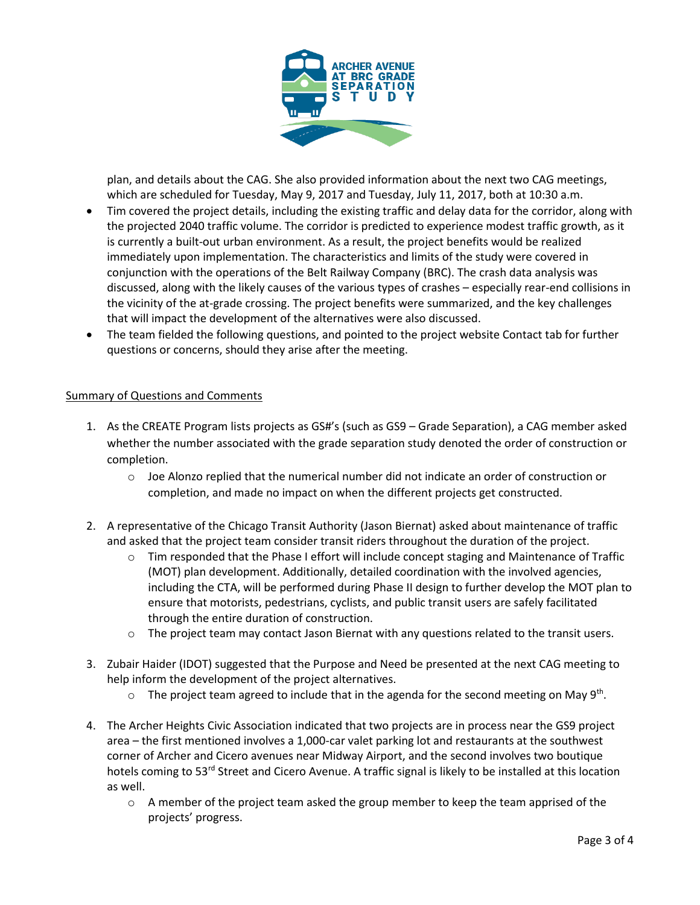plan, and details about the CAG. She also provided information about the next two CAG meetings, which are scheduled for Tuesday, May 9, 2017 and Tuesday, July 11, 2017, both at 10:30 a.m.

- Tim covered the project details, including the existing traffic and delay data for the corridor, along with the projected 2040 traffic volume. The corridor is predicted to experience modest traffic growth, as it is currently a built-out urban environment. As a result, the project benefits would be realized immediately upon implementation. The characteristics and limits of the study were covered in conjunction with the operations of the Belt Railway Company (BRC). The crash data analysis was discussed, along with the likely causes of the various types of crashes – especially rear-end collisions in the vicinity of the at-grade crossing. The project benefits were summarized, and the key challenges that will impact the development of the alternatives were also discussed.
- The team fielded the following questions, and pointed to the project website Contact tab for further questions or concerns, should they arise after the meeting.

Summary of Questions and Comments

1. As the CREATE Program lists projects as GS#'s (such as GS9 – Grade Separation), a CAG member asked whether the number associated with the grade separation study denoted the order of construction or completion.
   - Joe Alonzo replied that the numerical number did not indicate an order of construction or completion, and made no impact on when the different projects get constructed.

2. A representative of the Chicago Transit Authority (Jason Biernat) asked about maintenance of traffic and asked that the project team consider transit riders throughout the duration of the project.
   - Tim responded that the Phase I effort will include concept staging and Maintenance of Traffic (MOT) plan development. Additionally, detailed coordination with the involved agencies, including the CTA, will be performed during Phase II design to further develop the MOT plan to ensure that motorists, pedestrians, cyclists, and public transit users are safely facilitated through the entire duration of construction.
   - The project team may contact Jason Biernat with any questions related to the transit users.

3. Zubair Haider (IDOT) suggested that the Purpose and Need be presented at the next CAG meeting to help inform the development of the project alternatives.
   - The project team agreed to include that in the agenda for the second meeting on May 9th.

4. The Archer Heights Civic Association indicated that two projects are in process near the GS9 project area – the first mentioned involves a 1,000-car valet parking lot and restaurants at the southwest corner of Archer and Cicero avenues near Midway Airport, and the second involves two boutique hotels coming to 53rd Street and Cicero Avenue. A traffic signal is likely to be installed at this location as well.
   - A member of the project team asked the group member to keep the team apprised of the projects' progress.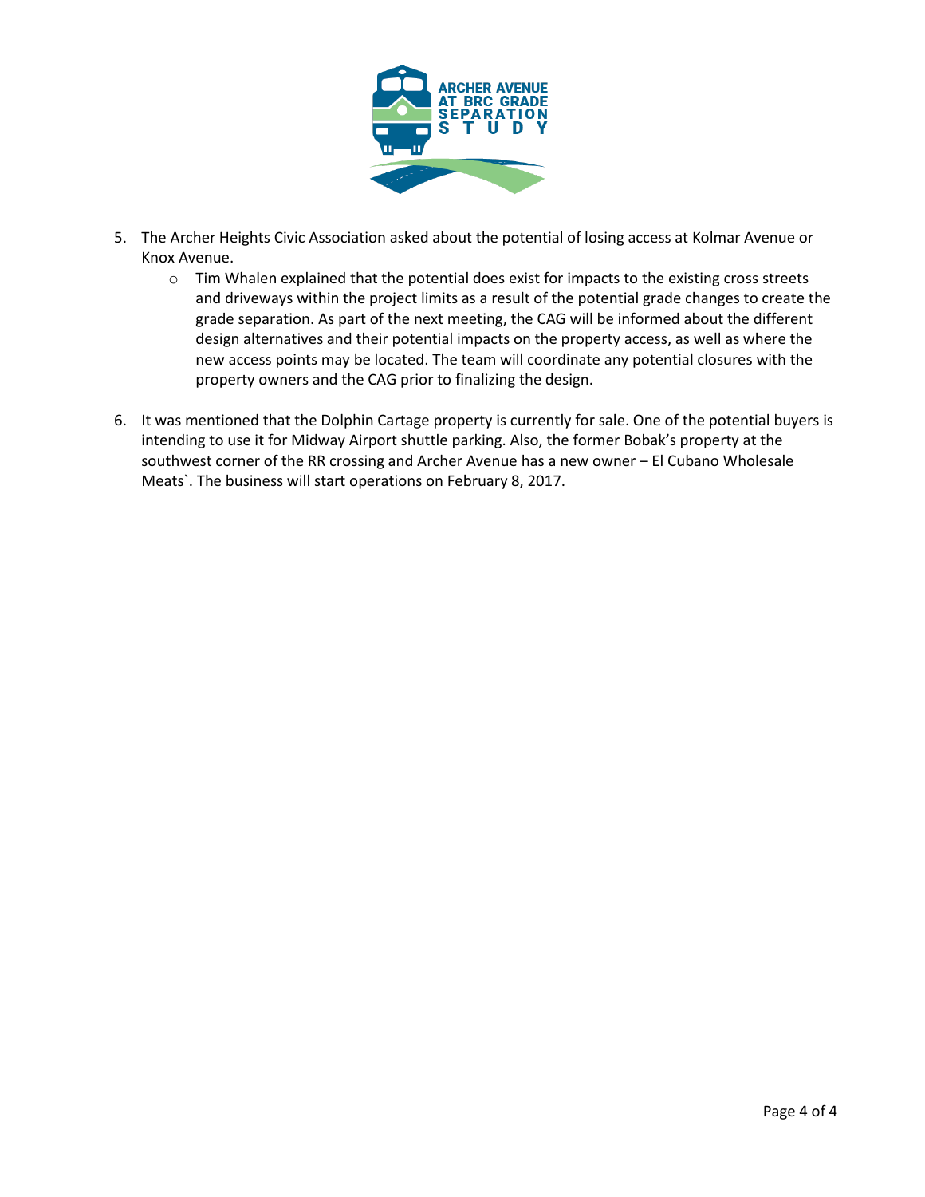5. The Archer Heights Civic Association asked about the potential of losing access at Kolmar Avenue or Knox Avenue.
    - Tim Whalen explained that the potential does exist for impacts to the existing cross streets and driveways within the project limits as a result of the potential grade changes to create the grade separation. As part of the next meeting, the CAG will be informed about the different design alternatives and their potential impacts on the property access, as well as where the new access points may be located. The team will coordinate any potential closures with the property owners and the CAG prior to finalizing the design.

6. It was mentioned that the Dolphin Cartage property is currently for sale. One of the potential buyers is intending to use it for Midway Airport shuttle parking. Also, the former Bobak's property at the southwest corner of the RR crossing and Archer Avenue has a new owner – El Cubano Wholesale Meats`. The business will start operations on February 8, 2017.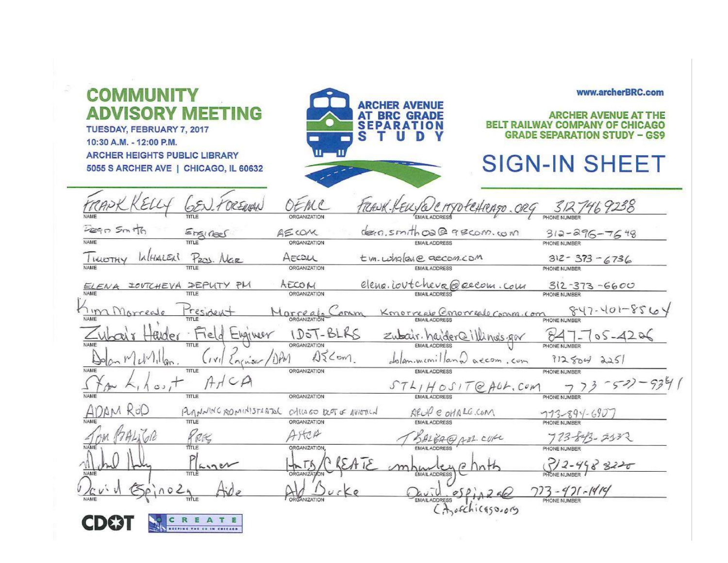# COMMUNITY ADVISORY MEETING

TUESDAY, FEBRUARY 7, 2017
10:30 A.M. - 12:00 P.M.
ARCHER HEIGHTS PUBLIC LIBRARY
5055 S ARCHER AVE | CHICAGO, IL 60632

ARCHER AVENUE AT BRC GRADE SEPARATION STUDY

www.archerBRC.com

ARCHER AVENUE AT THE BELT RAILWAY COMPANY OF CHICAGO GRADE SEPARATION STUDY – GS9

# SIGN-IN SHEET

| NAME | TITLE | ORGANIZATION | EMAIL ADDRESS | PHONE NUMBER |
|---|---|---|---|---|
| FRANK KELLY | GEN. FOREMAN | OEMC | FRANK.KELLY@CITYOFCHICAGO.ORG | 312 746 9238 |
| Dean Smith | Engineer | AECOM | dean.smith02@aecom.com | 312-296-7648 |
| TIMOTHY WHALEN | Proj. Mgr | AECOM | tim.whalen@aecom.com | 312-373-6736 |
| ELENA IOVTCHEVA | DEPUTY PM | AECOM | elena.iovtcheva@aecom.com | 312-373-6600 |
| Kim Morreale | President | Morreale Comm | Kmorreale@morrealecomm.com | 847-401-8564 |
| Zubair Haider | Field Engineer | IDOT-BLRS | zubair.haider@illinois.gov | 847-705-4206 |
| Dolan McMillan | Civil Engineer/DPM | AECom | dolan.mcmillan@aecom.com | 312 804 2251 |
| Stan Lihosit | AHCA | | STLIHOSIT@AOL.COM | 773-577-9341 |
| ADAM ROD | PLANNING ADMINISTRATOR | CHICAGO DEPT OF AVIATION | AROD@OHARE.COM | 773-894-6907 |
| TOM BALIGA | PRES | AHCA | TBALIGA@AOL.COM | 773-843-2132 |
| Michael Hurley | Planner | HNTB/CREATE | mhurley@hntb | 312-498-8220 |
| David Espinoza | Aide | Ald Burke | David.espinoza@cityofchicago.org | 773-471-1414 |

CDOT | CREATE KEEPING THE CO IN CHICAGO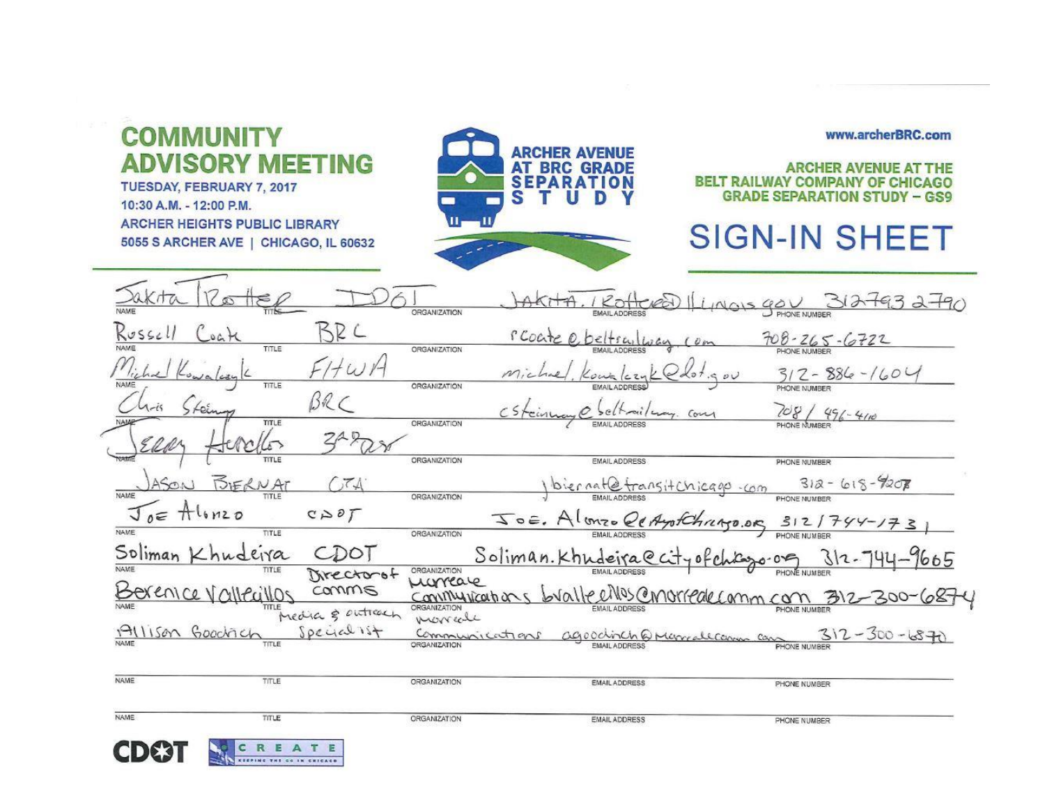# COMMUNITY ADVISORY MEETING

**TUESDAY, FEBRUARY 7, 2017**
**10:30 A.M. - 12:00 P.M.**
**ARCHER HEIGHTS PUBLIC LIBRARY**
**5055 S ARCHER AVE | CHICAGO, IL 60632**

**ARCHER AVENUE AT BRC GRADE SEPARATION STUDY**

www.archerBRC.com

**ARCHER AVENUE AT THE BELT RAILWAY COMPANY OF CHICAGO GRADE SEPARATION STUDY – GS9**

# SIGN-IN SHEET

| NAME | TITLE | ORGANIZATION | EMAIL ADDRESS | PHONE NUMBER |
|---|---|---|---|---|
| Jakita Trotter | | IDOT | JAKITA.TROTTER@ILLINOIS.GOV | 312 793 2790 |
| Russell Coate | | BRC | rcoate@beltrailway.com | 708-265-6722 |
| Michael Kowalczyk | | FHWA | michael.kowalczyk@dot.gov | 312-886-1604 |
| Chris Steinway | | BRC | csteinway@beltrailway.com | 708/496-4110 |
| Jerry Heneller | | 3rd Ward | | |
| JASON BIERNAT | | CTA | jbiernat@transitchicago.com | 312-618-4208 |
| Joe Alonzo | | CDOT | Joe.Alonzo@cityofchicago.org | 312/744-1731 |
| Soliman Khudeira | | CDOT | Soliman.Khudeira@cityofchicago.org | 312-744-9665 |
| Berenice Vallecillos | Director of comms | Morreale communications | bvallecillos@morrealecomm.com | 312-300-6874 |
| Allison Goodrich | Media & outreach Specialist | Morreale Communications | agoodrich@morrealecomm.com | 312-300-6870 |
| | | | | |
| | | | | |

CDOT | CREATE